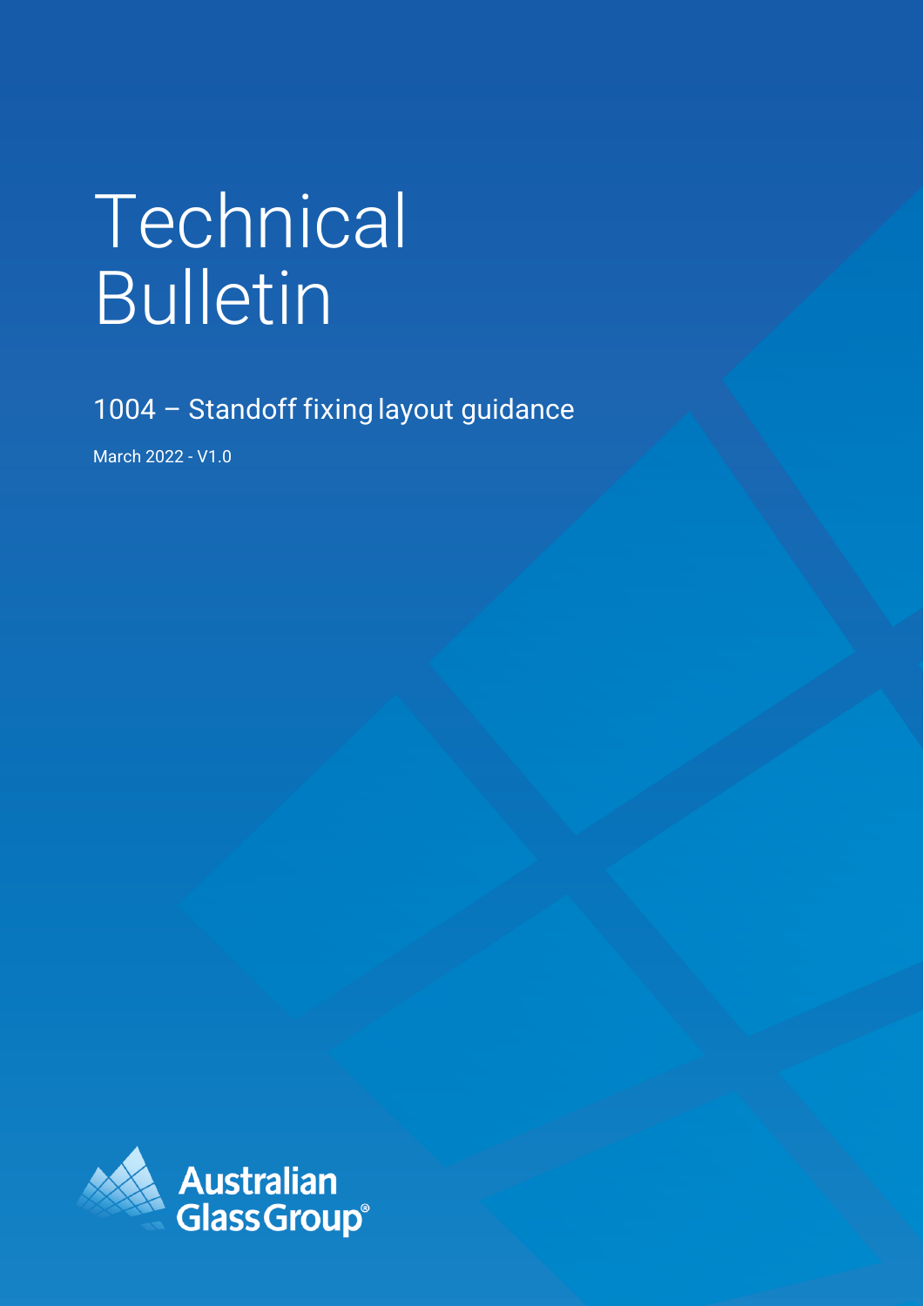# Technical Bulletin

## 1004 – Standoff fixing layout guidance

March 2022 - V1.0

Australian Glass Group®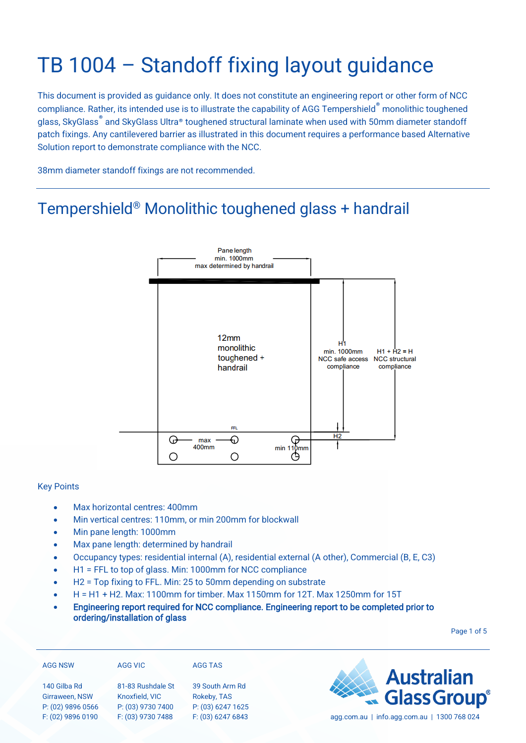# TB 1004 – Standoff fixing layout guidance

This document is provided as guidance only. It does not constitute an engineering report or other form of NCC compliance. Rather, its intended use is to illustrate the capability of AGG Tempershield® monolithic toughened glass, SkyGlass® and SkyGlass Ultra® toughened structural laminate when used with 50mm diameter standoff patch fixings. Any cantilevered barrier as illustrated in this document requires a performance based Alternative Solution report to demonstrate compliance with the NCC.

38mm diameter standoff fixings are not recommended.

## Tempershield® Monolithic toughened glass + handrail

Pane length
min. 1000mm
max determined by handrail

12mm
monolithic
toughened +
handrail

H1
min. 1000mm
NCC safe access
compliance

H1 + H2 = H
NCC structural
compliance

FFL

H2

max
400mm

min 110mm

Key Points

- Max horizontal centres: 400mm
- Min vertical centres: 110mm, or min 200mm for blockwall
- Min pane length: 1000mm
- Max pane length: determined by handrail
- Occupancy types: residential internal (A), residential external (A other), Commercial (B, E, C3)
- H1 = FFL to top of glass. Min: 1000mm for NCC compliance
- H2 = Top fixing to FFL. Min: 25 to 50mm depending on substrate
- H = H1 + H2. Max: 1100mm for timber. Max 1150mm for 12T. Max 1250mm for 15T
- **Engineering report required for NCC compliance. Engineering report to be completed prior to ordering/installation of glass**

AGG NSW
140 Gilba Rd
Girraween, NSW
P: (02) 9896 0566
F: (02) 9896 0190

AGG VIC
81-83 Rushdale St
Knoxfield, VIC
P: (03) 9730 7400
F: (03) 9730 7488

AGG TAS
39 South Arm Rd
Rokeby, TAS
P: (03) 6247 1625
F: (03) 6247 6843

Australian Glass Group®
agg.com.au | info.agg.com.au | 1300 768 024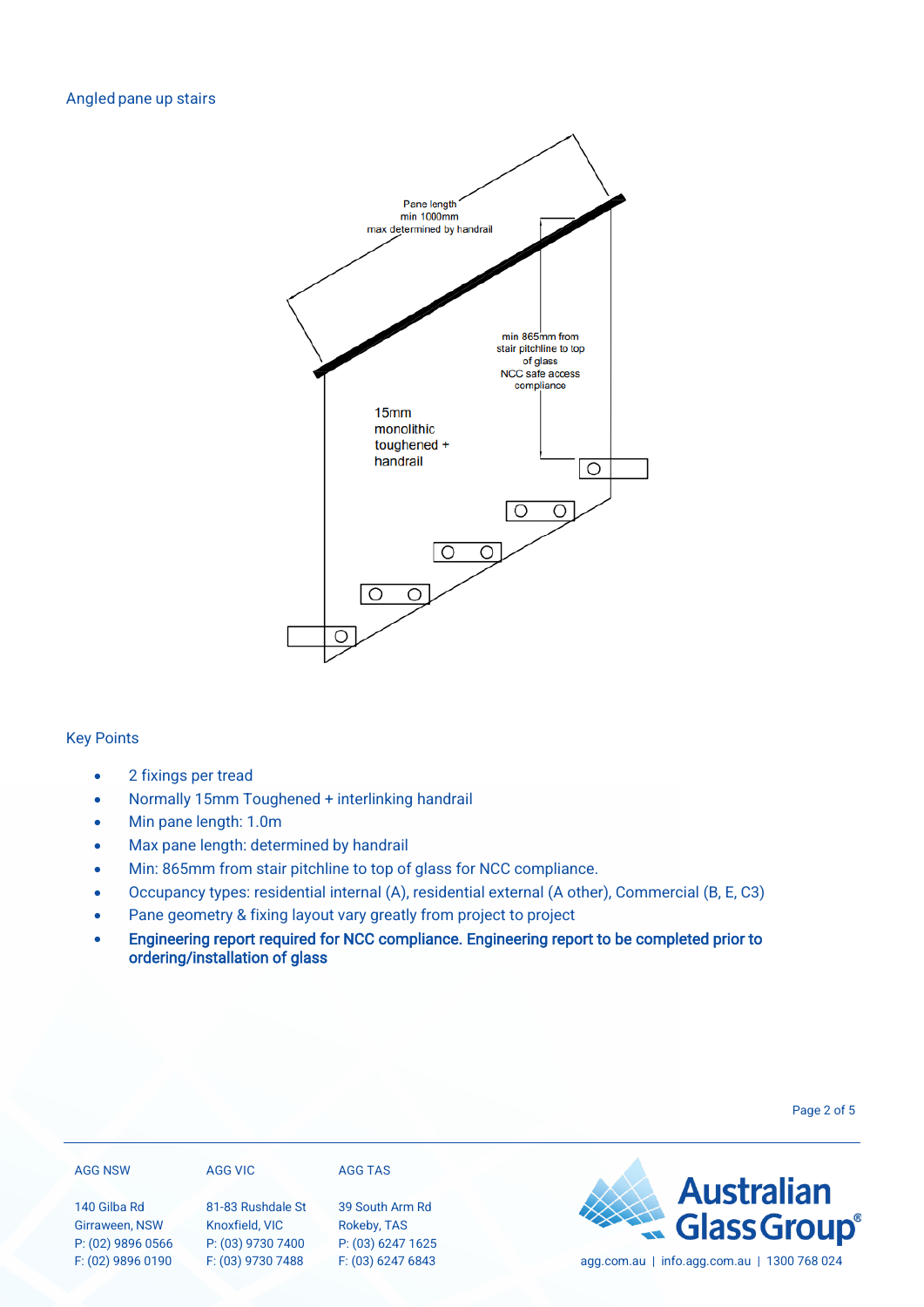## Angled pane up stairs

Pane length
min 1000mm
max determined by handrail

min 865mm from
stair pitchline to top
of glass
NCC safe access
compliance

15mm
monolithic
toughened +
handrail

## Key Points

- 2 fixings per tread
- Normally 15mm Toughened + interlinking handrail
- Min pane length: 1.0m
- Max pane length: determined by handrail
- Min: 865mm from stair pitchline to top of glass for NCC compliance.
- Occupancy types: residential internal (A), residential external (A other), Commercial (B, E, C3)
- Pane geometry & fixing layout vary greatly from project to project
- **Engineering report required for NCC compliance. Engineering report to be completed prior to ordering/installation of glass**

AGG NSW

140 Gilba Rd
Girraween, NSW
P: (02) 9896 0566
F: (02) 9896 0190

AGG VIC

81-83 Rushdale St
Knoxfield, VIC
P: (03) 9730 7400
F: (03) 9730 7488

AGG TAS

39 South Arm Rd
Rokeby, TAS
P: (03) 6247 1625
F: (03) 6247 6843

Australian Glass Group®

agg.com.au | info.agg.com.au | 1300 768 024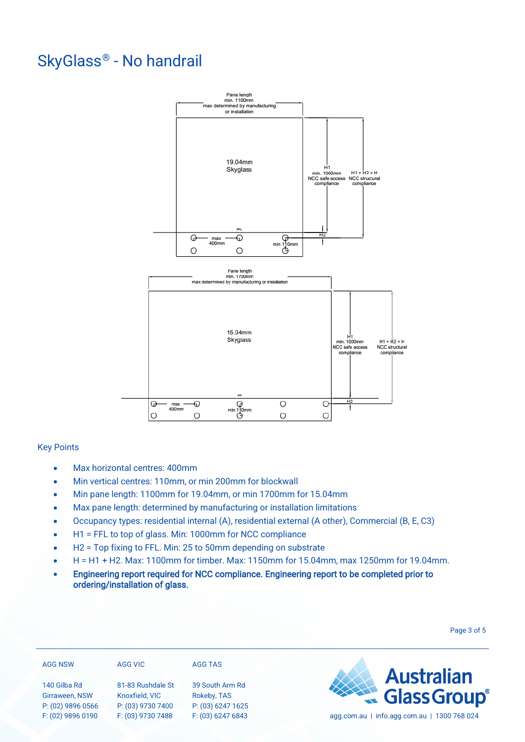# SkyGlass® - No handrail

Pane length
min. 1100mm
max determined by manufacturing
or installation

19.04mm
Skyglass

H1
min. 1000mm
NCC safe access
compliance

H1 + H2 = H
NCC structural
compliance

FFL

max
400mm

min 110mm

H2

Pane length
min. 1700mm
max determined by manufacturing or installation

15.04mm
Skyglass

H1
min. 1000mm
NCC safe access
compliance

H1 + H2 = H
NCC structural
compliance

FFL

max
400mm

min 110mm

H2

## Key Points

- Max horizontal centres: 400mm
- Min vertical centres: 110mm, or min 200mm for blockwall
- Min pane length: 1100mm for 19.04mm, or min 1700mm for 15.04mm
- Max pane length: determined by manufacturing or installation limitations
- Occupancy types: residential internal (A), residential external (A other), Commercial (B, E, C3)
- H1 = FFL to top of glass. Min: 1000mm for NCC compliance
- H2 = Top fixing to FFL. Min: 25 to 50mm depending on substrate
- H = H1 + H2. Max: 1100mm for timber. Max: 1150mm for 15.04mm, max 1250mm for 19.04mm.
- **Engineering report required for NCC compliance. Engineering report to be completed prior to ordering/installation of glass.**

AGG NSW
140 Gilba Rd
Girraween, NSW
P: (02) 9896 0566
F: (02) 9896 0190

AGG VIC
81-83 Rushdale St
Knoxfield, VIC
P: (03) 9730 7400
F: (03) 9730 7488

AGG TAS
39 South Arm Rd
Rokeby, TAS
P: (03) 6247 1625
F: (03) 6247 6843

Australian Glass Group®
agg.com.au | info.agg.com.au | 1300 768 024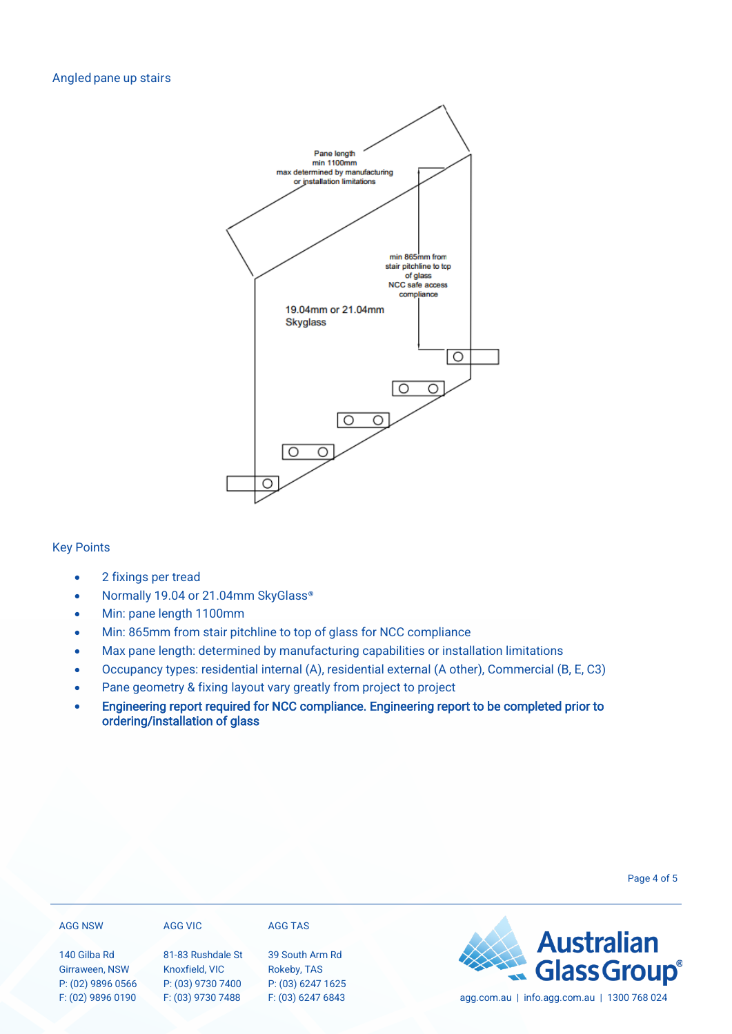## Angled pane up stairs

Pane length
min 1100mm
max determined by manufacturing
or installation limitations

min 865mm from
stair pitchline to top
of glass
NCC safe access
compliance

19.04mm or 21.04mm
Skyglass

## Key Points

- 2 fixings per tread
- Normally 19.04 or 21.04mm SkyGlass®
- Min: pane length 1100mm
- Min: 865mm from stair pitchline to top of glass for NCC compliance
- Max pane length: determined by manufacturing capabilities or installation limitations
- Occupancy types: residential internal (A), residential external (A other), Commercial (B, E, C3)
- Pane geometry & fixing layout vary greatly from project to project
- **Engineering report required for NCC compliance. Engineering report to be completed prior to ordering/installation of glass**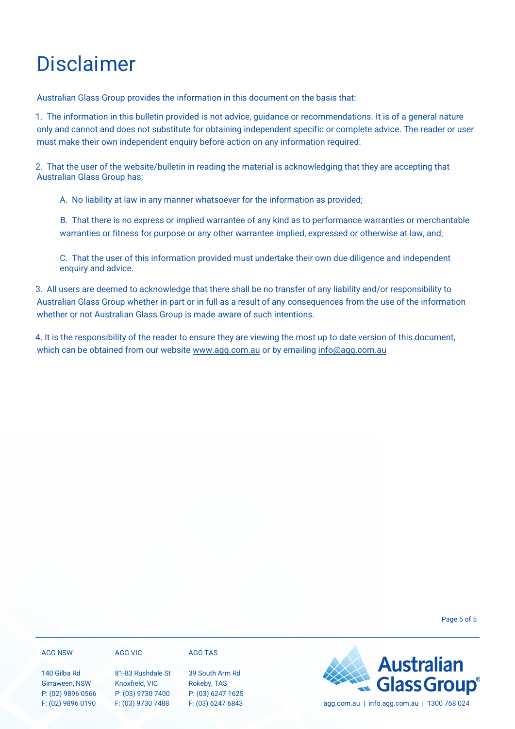# Disclaimer

Australian Glass Group provides the information in this document on the basis that:

1. The information in this bulletin provided is not advice, guidance or recommendations. It is of a general nature only and cannot and does not substitute for obtaining independent specific or complete advice. The reader or user must make their own independent enquiry before action on any information required.

2. That the user of the website/bulletin in reading the material is acknowledging that they are accepting that Australian Glass Group has;

   A. No liability at law in any manner whatsoever for the information as provided;

   B. That there is no express or implied warrantee of any kind as to performance warranties or merchantable warranties or fitness for purpose or any other warrantee implied, expressed or otherwise at law, and;

   C. That the user of this information provided must undertake their own due diligence and independent enquiry and advice.

3. All users are deemed to acknowledge that there shall be no transfer of any liability and/or responsibility to Australian Glass Group whether in part or in full as a result of any consequences from the use of the information whether or not Australian Glass Group is made aware of such intentions.

4. It is the responsibility of the reader to ensure they are viewing the most up to date version of this document, which can be obtained from our website www.agg.com.au or by emailing info@agg.com.au

AGG NSW
140 Gilba Rd
Girraween, NSW
P: (02) 9896 0566
F: (02) 9896 0190

AGG VIC
81-83 Rushdale St
Knoxfield, VIC
P: (03) 9730 7400
F: (03) 9730 7488

AGG TAS
39 South Arm Rd
Rokeby, TAS
P: (03) 6247 1625
F: (03) 6247 6843

Australian Glass Group®

agg.com.au | info.agg.com.au | 1300 768 024